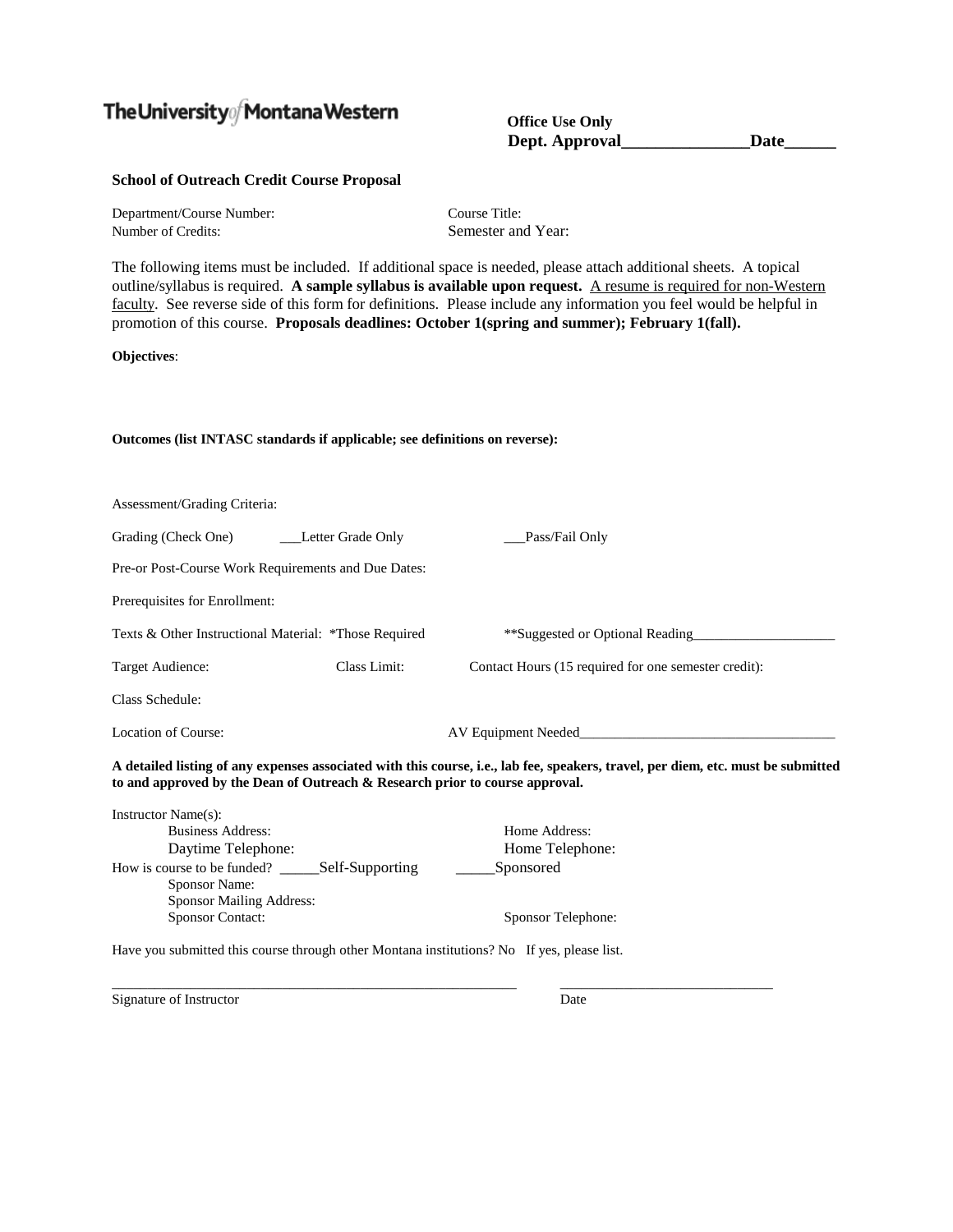The University of Montana Western

**Office Use Only**
**Dept. Approval_______________Date______**

**School of Outreach Credit Course Proposal**

Department/Course Number:

Course Title:

Number of Credits:

Semester and Year:

The following items must be included. If additional space is needed, please attach additional sheets. A topical outline/syllabus is required. **A sample syllabus is available upon request.** A resume is required for non-Western faculty. See reverse side of this form for definitions. Please include any information you feel would be helpful in promotion of this course. **Proposals deadlines: October 1(spring and summer); February 1(fall).**

**Objectives**:

**Outcomes (list INTASC standards if applicable; see definitions on reverse):**

Assessment/Grading Criteria:

Grading (Check One) ___Letter Grade Only ___Pass/Fail Only

Pre-or Post-Course Work Requirements and Due Dates:

Prerequisites for Enrollment:

Texts & Other Instructional Material: *Those Required **Suggested or Optional Reading____________________

Target Audience: Class Limit: Contact Hours (15 required for one semester credit):

Class Schedule:

Location of Course: AV Equipment Needed____________________________________

**A detailed listing of any expenses associated with this course, i.e., lab fee, speakers, travel, per diem, etc. must be submitted to and approved by the Dean of Outreach & Research prior to course approval.**

Instructor Name(s):

Business Address:

Home Address:

Daytime Telephone:

Home Telephone:

How is course to be funded? _____Self-Supporting _____Sponsored

Sponsor Name:

Sponsor Mailing Address:

Sponsor Contact:

Sponsor Telephone:

Have you submitted this course through other Montana institutions? No If yes, please list.

___________________________________________________________ ______________________________

Signature of Instructor Date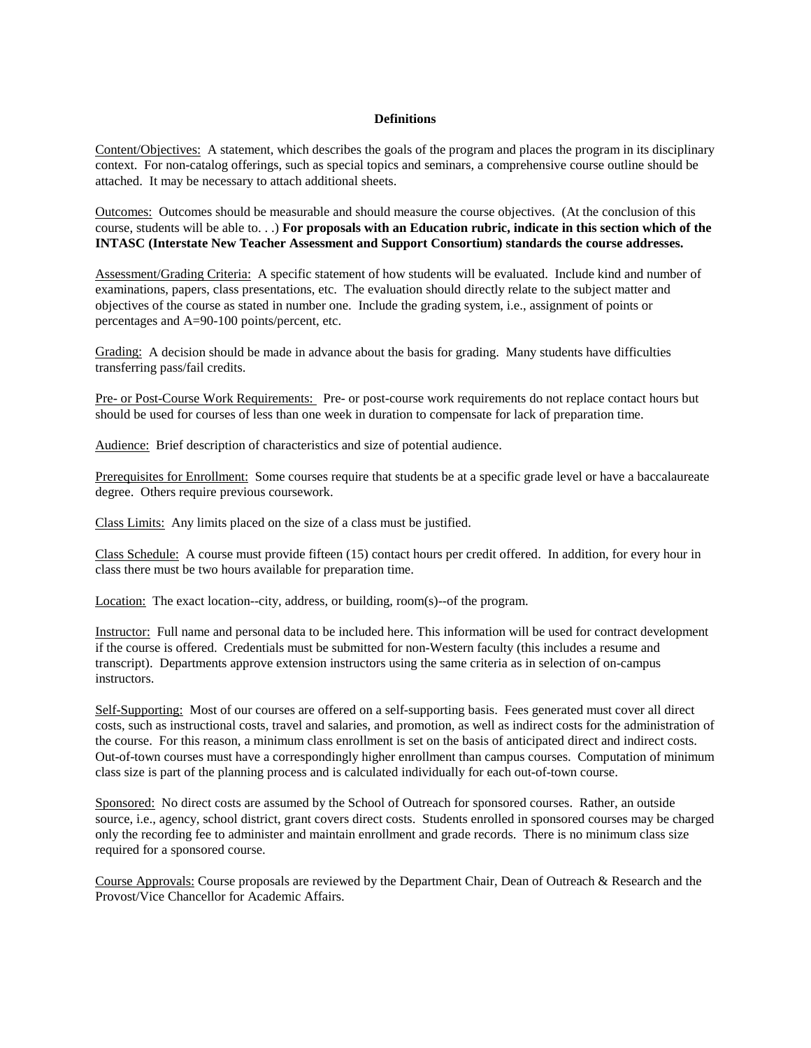# Definitions

Content/Objectives: A statement, which describes the goals of the program and places the program in its disciplinary context. For non-catalog offerings, such as special topics and seminars, a comprehensive course outline should be attached. It may be necessary to attach additional sheets.

Outcomes: Outcomes should be measurable and should measure the course objectives. (At the conclusion of this course, students will be able to. . .) **For proposals with an Education rubric, indicate in this section which of the INTASC (Interstate New Teacher Assessment and Support Consortium) standards the course addresses.**

Assessment/Grading Criteria: A specific statement of how students will be evaluated. Include kind and number of examinations, papers, class presentations, etc. The evaluation should directly relate to the subject matter and objectives of the course as stated in number one. Include the grading system, i.e., assignment of points or percentages and A=90-100 points/percent, etc.

Grading: A decision should be made in advance about the basis for grading. Many students have difficulties transferring pass/fail credits.

Pre- or Post-Course Work Requirements: Pre- or post-course work requirements do not replace contact hours but should be used for courses of less than one week in duration to compensate for lack of preparation time.

Audience: Brief description of characteristics and size of potential audience.

Prerequisites for Enrollment: Some courses require that students be at a specific grade level or have a baccalaureate degree. Others require previous coursework.

Class Limits: Any limits placed on the size of a class must be justified.

Class Schedule: A course must provide fifteen (15) contact hours per credit offered. In addition, for every hour in class there must be two hours available for preparation time.

Location: The exact location--city, address, or building, room(s)--of the program.

Instructor: Full name and personal data to be included here. This information will be used for contract development if the course is offered. Credentials must be submitted for non-Western faculty (this includes a resume and transcript). Departments approve extension instructors using the same criteria as in selection of on-campus instructors.

Self-Supporting: Most of our courses are offered on a self-supporting basis. Fees generated must cover all direct costs, such as instructional costs, travel and salaries, and promotion, as well as indirect costs for the administration of the course. For this reason, a minimum class enrollment is set on the basis of anticipated direct and indirect costs. Out-of-town courses must have a correspondingly higher enrollment than campus courses. Computation of minimum class size is part of the planning process and is calculated individually for each out-of-town course.

Sponsored: No direct costs are assumed by the School of Outreach for sponsored courses. Rather, an outside source, i.e., agency, school district, grant covers direct costs. Students enrolled in sponsored courses may be charged only the recording fee to administer and maintain enrollment and grade records. There is no minimum class size required for a sponsored course.

Course Approvals: Course proposals are reviewed by the Department Chair, Dean of Outreach & Research and the Provost/Vice Chancellor for Academic Affairs.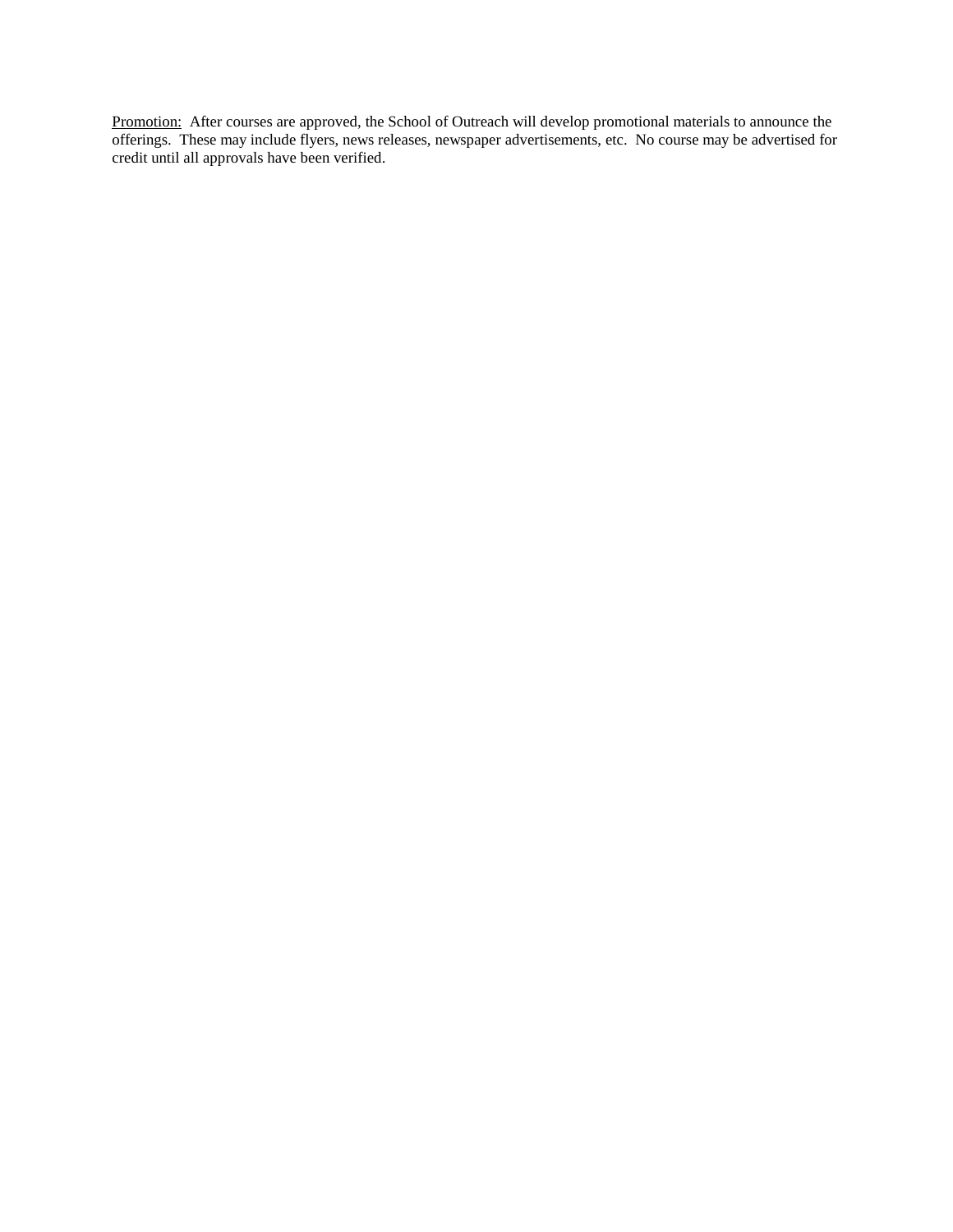<u>Promotion:</u> After courses are approved, the School of Outreach will develop promotional materials to announce the offerings. These may include flyers, news releases, newspaper advertisements, etc. No course may be advertised for credit until all approvals have been verified.